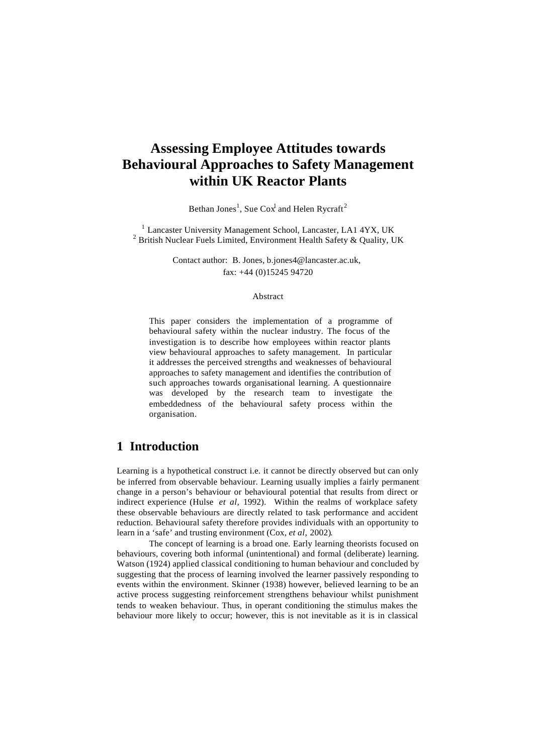# Assessing Employee Attitudes towards Behavioural Approaches to Safety Management within UK Reactor Plants

Bethan Jones[1], Sue Cox[1] and Helen Rycraft[2]

[1] Lancaster University Management School, Lancaster, LA1 4YX, UK
[2] British Nuclear Fuels Limited, Environment Health Safety & Quality, UK

Contact author: B. Jones, b.jones4@lancaster.ac.uk,
fax: +44 (0)15245 94720

Abstract

This paper considers the implementation of a programme of behavioural safety within the nuclear industry. The focus of the investigation is to describe how employees within reactor plants view behavioural approaches to safety management. In particular it addresses the perceived strengths and weaknesses of behavioural approaches to safety management and identifies the contribution of such approaches towards organisational learning. A questionnaire was developed by the research team to investigate the embeddedness of the behavioural safety process within the organisation.

## 1 Introduction

Learning is a hypothetical construct i.e. it cannot be directly observed but can only be inferred from observable behaviour. Learning usually implies a fairly permanent change in a person's behaviour or behavioural potential that results from direct or indirect experience (Hulse *et al*, 1992). Within the realms of workplace safety these observable behaviours are directly related to task performance and accident reduction. Behavioural safety therefore provides individuals with an opportunity to learn in a 'safe' and trusting environment (Cox, *et al*, 2002).

The concept of learning is a broad one. Early learning theorists focused on behaviours, covering both informal (unintentional) and formal (deliberate) learning. Watson (1924) applied classical conditioning to human behaviour and concluded by suggesting that the process of learning involved the learner passively responding to events within the environment. Skinner (1938) however, believed learning to be an active process suggesting reinforcement strengthens behaviour whilst punishment tends to weaken behaviour. Thus, in operant conditioning the stimulus makes the behaviour more likely to occur; however, this is not inevitable as it is in classical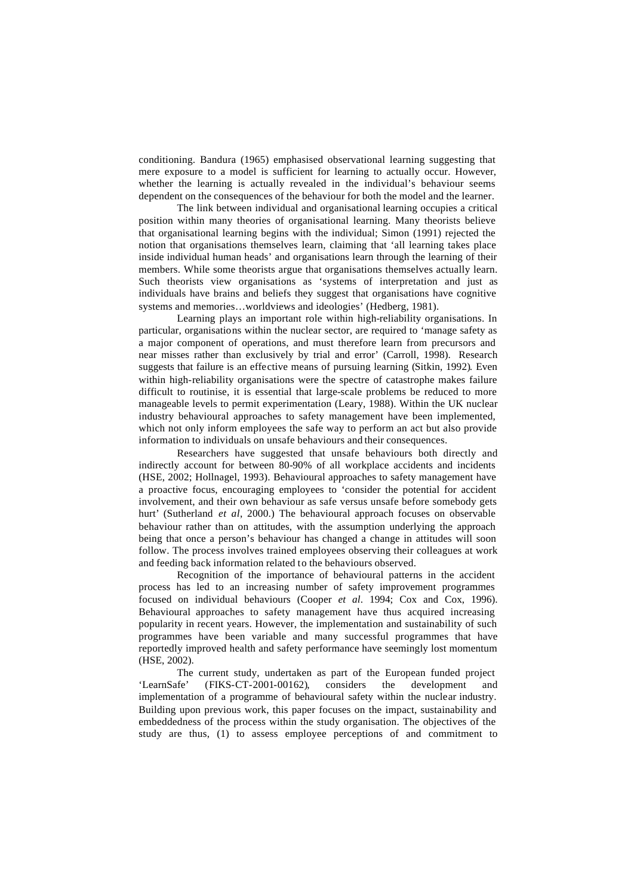conditioning. Bandura (1965) emphasised observational learning suggesting that mere exposure to a model is sufficient for learning to actually occur. However, whether the learning is actually revealed in the individual's behaviour seems dependent on the consequences of the behaviour for both the model and the learner.

The link between individual and organisational learning occupies a critical position within many theories of organisational learning. Many theorists believe that organisational learning begins with the individual; Simon (1991) rejected the notion that organisations themselves learn, claiming that 'all learning takes place inside individual human heads' and organisations learn through the learning of their members. While some theorists argue that organisations themselves actually learn. Such theorists view organisations as 'systems of interpretation and just as individuals have brains and beliefs they suggest that organisations have cognitive systems and memories…worldviews and ideologies' (Hedberg, 1981).

Learning plays an important role within high-reliability organisations. In particular, organisations within the nuclear sector, are required to 'manage safety as a major component of operations, and must therefore learn from precursors and near misses rather than exclusively by trial and error' (Carroll, 1998). Research suggests that failure is an effective means of pursuing learning (Sitkin, 1992). Even within high-reliability organisations were the spectre of catastrophe makes failure difficult to routinise, it is essential that large-scale problems be reduced to more manageable levels to permit experimentation (Leary, 1988). Within the UK nuclear industry behavioural approaches to safety management have been implemented, which not only inform employees the safe way to perform an act but also provide information to individuals on unsafe behaviours and their consequences.

Researchers have suggested that unsafe behaviours both directly and indirectly account for between 80-90% of all workplace accidents and incidents (HSE, 2002; Hollnagel, 1993). Behavioural approaches to safety management have a proactive focus, encouraging employees to 'consider the potential for accident involvement, and their own behaviour as safe versus unsafe before somebody gets hurt' (Sutherland *et al*, 2000.) The behavioural approach focuses on observable behaviour rather than on attitudes, with the assumption underlying the approach being that once a person's behaviour has changed a change in attitudes will soon follow. The process involves trained employees observing their colleagues at work and feeding back information related to the behaviours observed.

Recognition of the importance of behavioural patterns in the accident process has led to an increasing number of safety improvement programmes focused on individual behaviours (Cooper *et al*. 1994; Cox and Cox, 1996). Behavioural approaches to safety management have thus acquired increasing popularity in recent years. However, the implementation and sustainability of such programmes have been variable and many successful programmes that have reportedly improved health and safety performance have seemingly lost momentum (HSE, 2002).

The current study, undertaken as part of the European funded project 'LearnSafe' (FIKS-CT-2001-00162), considers the development and implementation of a programme of behavioural safety within the nuclear industry. Building upon previous work, this paper focuses on the impact, sustainability and embeddedness of the process within the study organisation. The objectives of the study are thus, (1) to assess employee perceptions of and commitment to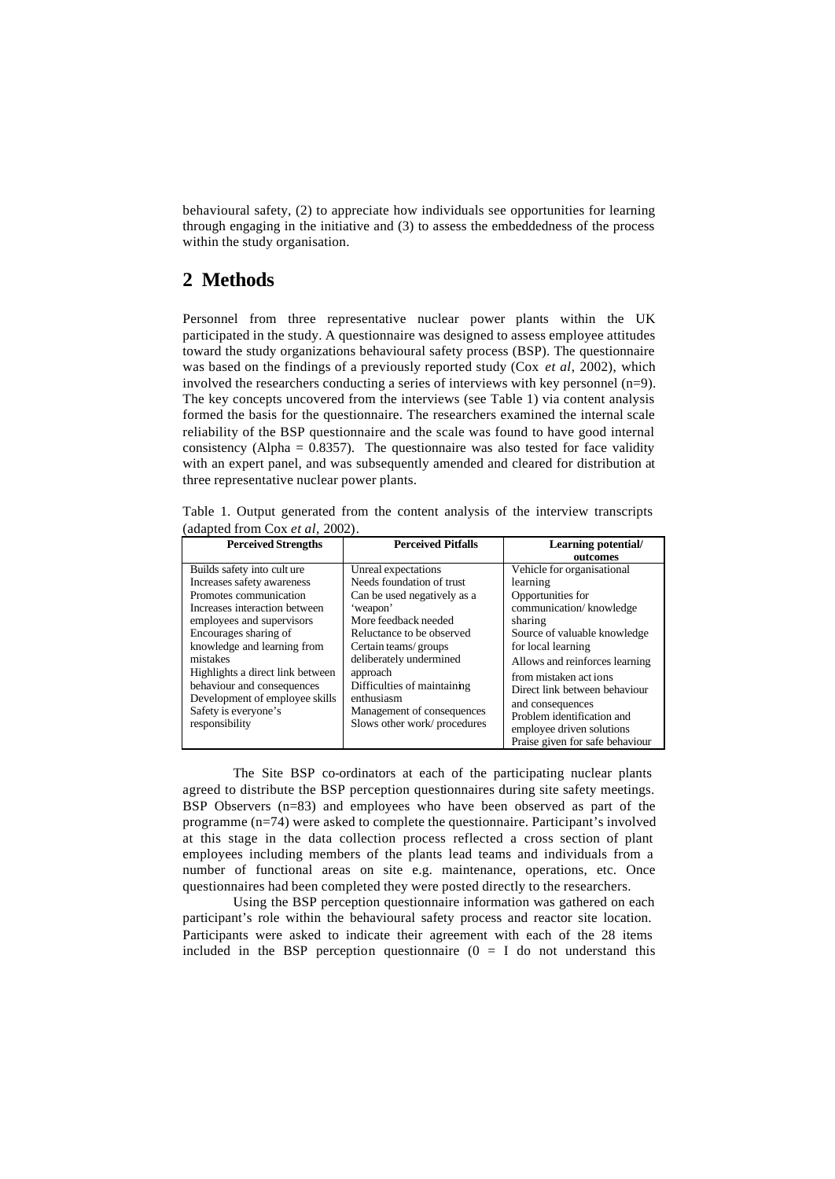behavioural safety, (2) to appreciate how individuals see opportunities for learning through engaging in the initiative and (3) to assess the embeddedness of the process within the study organisation.

## 2 Methods

Personnel from three representative nuclear power plants within the UK participated in the study. A questionnaire was designed to assess employee attitudes toward the study organizations behavioural safety process (BSP). The questionnaire was based on the findings of a previously reported study (Cox *et al*, 2002), which involved the researchers conducting a series of interviews with key personnel (n=9). The key concepts uncovered from the interviews (see Table 1) via content analysis formed the basis for the questionnaire. The researchers examined the internal scale reliability of the BSP questionnaire and the scale was found to have good internal consistency (Alpha = 0.8357). The questionnaire was also tested for face validity with an expert panel, and was subsequently amended and cleared for distribution at three representative nuclear power plants.

Table 1. Output generated from the content analysis of the interview transcripts (adapted from Cox *et al*, 2002).

| Perceived Strengths | Perceived Pitfalls | Learning potential/ outcomes |
|---|---|---|
| Builds safety into culture<br>Increases safety awareness<br>Promotes communication<br>Increases interaction between employees and supervisors<br>Encourages sharing of knowledge and learning from mistakes<br>Highlights a direct link between behaviour and consequences<br>Development of employee skills<br>Safety is everyone's responsibility | Unreal expectations<br>Needs foundation of trust<br>Can be used negatively as a 'weapon'<br>More feedback needed<br>Reluctance to be observed<br>Certain teams/ groups deliberately undermined approach<br>Difficulties of maintaining enthusiasm<br>Management of consequences<br>Slows other work/ procedures | Vehicle for organisational learning<br>Opportunities for communication/ knowledge sharing<br>Source of valuable knowledge for local learning<br>Allows and reinforces learning from mistaken actions<br>Direct link between behaviour and consequences<br>Problem identification and employee driven solutions<br>Praise given for safe behaviour |

The Site BSP co-ordinators at each of the participating nuclear plants agreed to distribute the BSP perception questionnaires during site safety meetings. BSP Observers (n=83) and employees who have been observed as part of the programme (n=74) were asked to complete the questionnaire. Participant's involved at this stage in the data collection process reflected a cross section of plant employees including members of the plants lead teams and individuals from a number of functional areas on site e.g. maintenance, operations, etc. Once questionnaires had been completed they were posted directly to the researchers.

Using the BSP perception questionnaire information was gathered on each participant's role within the behavioural safety process and reactor site location. Participants were asked to indicate their agreement with each of the 28 items included in the BSP perception questionnaire (0 = I do not understand this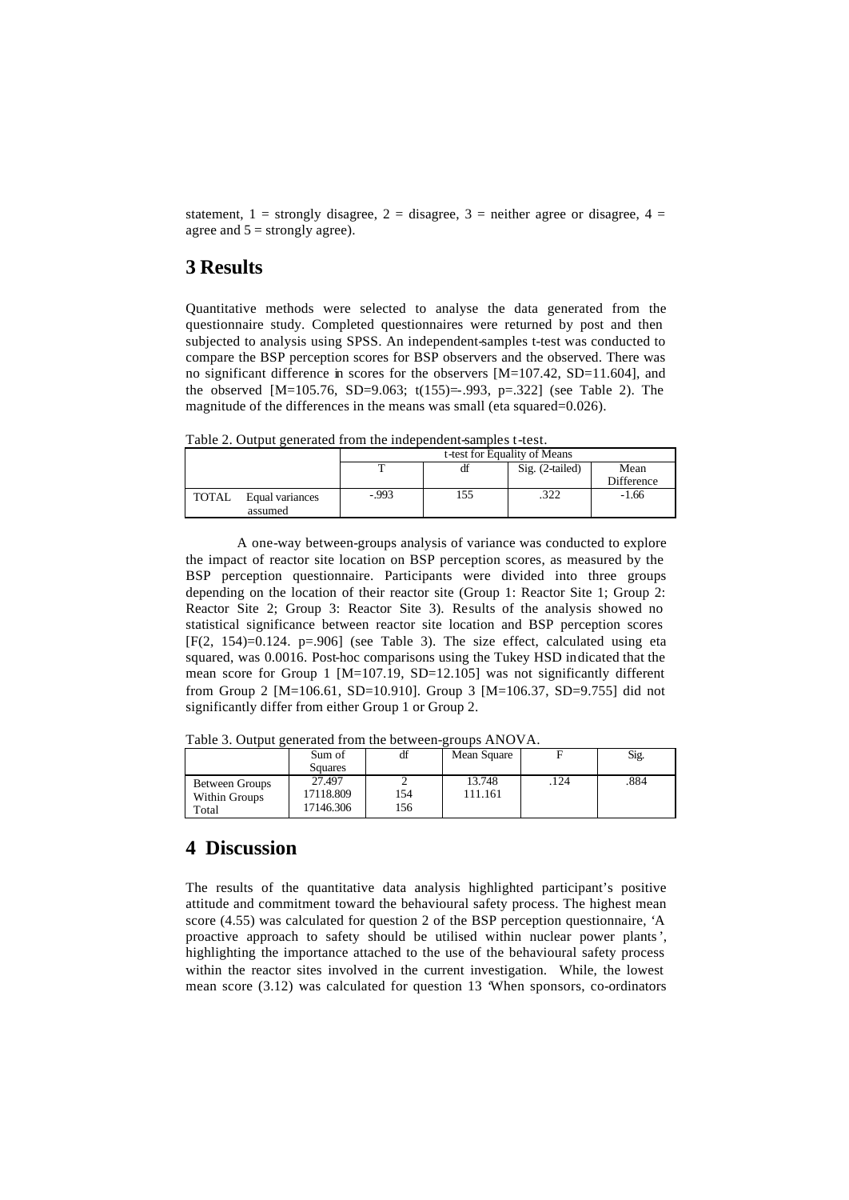statement, 1 = strongly disagree, 2 = disagree, 3 = neither agree or disagree, 4 = agree and 5 = strongly agree).

## 3 Results

Quantitative methods were selected to analyse the data generated from the questionnaire study. Completed questionnaires were returned by post and then subjected to analysis using SPSS. An independent-samples t-test was conducted to compare the BSP perception scores for BSP observers and the observed. There was no significant difference in scores for the observers [M=107.42, SD=11.604], and the observed [M=105.76, SD=9.063; t(155)=-.993, p=.322] (see Table 2). The magnitude of the differences in the means was small (eta squared=0.026).

Table 2. Output generated from the independent-samples t-test.

| | | t-test for Equality of Means | | | |
|---|---|---|---|---|---|
| | | T | df | Sig. (2-tailed) | Mean Difference |
| TOTAL | Equal variances assumed | -.993 | 155 | .322 | -1.66 |

A one-way between-groups analysis of variance was conducted to explore the impact of reactor site location on BSP perception scores, as measured by the BSP perception questionnaire. Participants were divided into three groups depending on the location of their reactor site (Group 1: Reactor Site 1; Group 2: Reactor Site 2; Group 3: Reactor Site 3). Results of the analysis showed no statistical significance between reactor site location and BSP perception scores [F(2, 154)=0.124. p=.906] (see Table 3). The size effect, calculated using eta squared, was 0.0016. Post-hoc comparisons using the Tukey HSD indicated that the mean score for Group 1 [M=107.19, SD=12.105] was not significantly different from Group 2 [M=106.61, SD=10.910]. Group 3 [M=106.37, SD=9.755] did not significantly differ from either Group 1 or Group 2.

Table 3. Output generated from the between-groups ANOVA.

| | Sum of Squares | df | Mean Square | F | Sig. |
|---|---|---|---|---|---|
| Between Groups | 27.497 | 2 | 13.748 | .124 | .884 |
| Within Groups | 17118.809 | 154 | 111.161 | | |
| Total | 17146.306 | 156 | | | |

## 4 Discussion

The results of the quantitative data analysis highlighted participant's positive attitude and commitment toward the behavioural safety process. The highest mean score (4.55) was calculated for question 2 of the BSP perception questionnaire, 'A proactive approach to safety should be utilised within nuclear power plants', highlighting the importance attached to the use of the behavioural safety process within the reactor sites involved in the current investigation. While, the lowest mean score (3.12) was calculated for question 13 'When sponsors, co-ordinators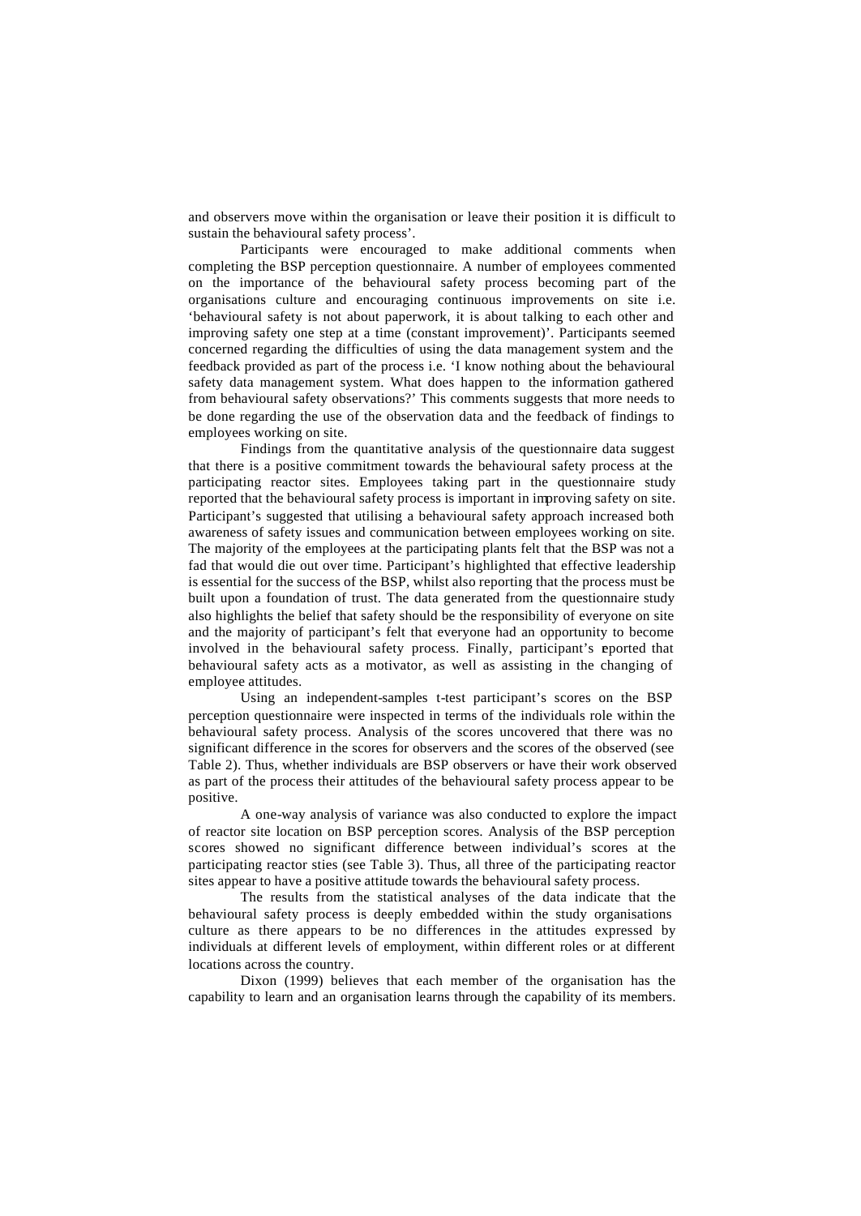and observers move within the organisation or leave their position it is difficult to sustain the behavioural safety process'.

Participants were encouraged to make additional comments when completing the BSP perception questionnaire. A number of employees commented on the importance of the behavioural safety process becoming part of the organisations culture and encouraging continuous improvements on site i.e. 'behavioural safety is not about paperwork, it is about talking to each other and improving safety one step at a time (constant improvement)'. Participants seemed concerned regarding the difficulties of using the data management system and the feedback provided as part of the process i.e. 'I know nothing about the behavioural safety data management system. What does happen to the information gathered from behavioural safety observations?' This comments suggests that more needs to be done regarding the use of the observation data and the feedback of findings to employees working on site.

Findings from the quantitative analysis of the questionnaire data suggest that there is a positive commitment towards the behavioural safety process at the participating reactor sites. Employees taking part in the questionnaire study reported that the behavioural safety process is important in improving safety on site. Participant's suggested that utilising a behavioural safety approach increased both awareness of safety issues and communication between employees working on site. The majority of the employees at the participating plants felt that the BSP was not a fad that would die out over time. Participant's highlighted that effective leadership is essential for the success of the BSP, whilst also reporting that the process must be built upon a foundation of trust. The data generated from the questionnaire study also highlights the belief that safety should be the responsibility of everyone on site and the majority of participant's felt that everyone had an opportunity to become involved in the behavioural safety process. Finally, participant's reported that behavioural safety acts as a motivator, as well as assisting in the changing of employee attitudes.

Using an independent-samples t-test participant's scores on the BSP perception questionnaire were inspected in terms of the individuals role within the behavioural safety process. Analysis of the scores uncovered that there was no significant difference in the scores for observers and the scores of the observed (see Table 2). Thus, whether individuals are BSP observers or have their work observed as part of the process their attitudes of the behavioural safety process appear to be positive.

A one-way analysis of variance was also conducted to explore the impact of reactor site location on BSP perception scores. Analysis of the BSP perception scores showed no significant difference between individual's scores at the participating reactor sties (see Table 3). Thus, all three of the participating reactor sites appear to have a positive attitude towards the behavioural safety process.

The results from the statistical analyses of the data indicate that the behavioural safety process is deeply embedded within the study organisations culture as there appears to be no differences in the attitudes expressed by individuals at different levels of employment, within different roles or at different locations across the country.

Dixon (1999) believes that each member of the organisation has the capability to learn and an organisation learns through the capability of its members.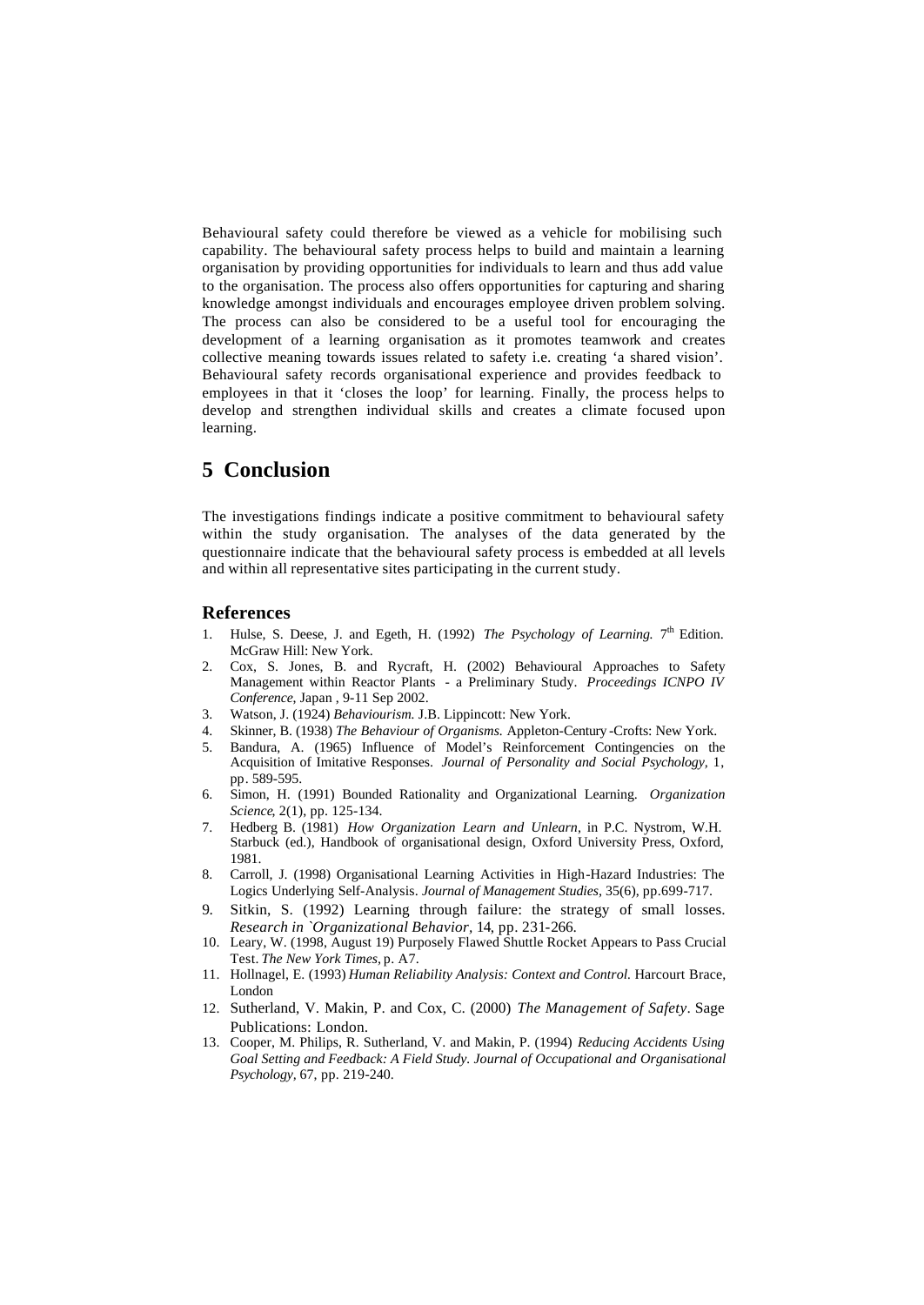Behavioural safety could therefore be viewed as a vehicle for mobilising such capability. The behavioural safety process helps to build and maintain a learning organisation by providing opportunities for individuals to learn and thus add value to the organisation. The process also offers opportunities for capturing and sharing knowledge amongst individuals and encourages employee driven problem solving. The process can also be considered to be a useful tool for encouraging the development of a learning organisation as it promotes teamwork and creates collective meaning towards issues related to safety i.e. creating 'a shared vision'. Behavioural safety records organisational experience and provides feedback to employees in that it 'closes the loop' for learning. Finally, the process helps to develop and strengthen individual skills and creates a climate focused upon learning.

# 5 Conclusion

The investigations findings indicate a positive commitment to behavioural safety within the study organisation. The analyses of the data generated by the questionnaire indicate that the behavioural safety process is embedded at all levels and within all representative sites participating in the current study.

## References

1. Hulse, S. Deese, J. and Egeth, H. (1992) *The Psychology of Learning.* 7th Edition. McGraw Hill: New York.
2. Cox, S. Jones, B. and Rycraft, H. (2002) Behavioural Approaches to Safety Management within Reactor Plants - a Preliminary Study. *Proceedings ICNPO IV Conference*, Japan , 9-11 Sep 2002.
3. Watson, J. (1924) *Behaviourism.* J.B. Lippincott: New York.
4. Skinner, B. (1938) *The Behaviour of Organisms.* Appleton-Century-Crofts: New York.
5. Bandura, A. (1965) Influence of Model's Reinforcement Contingencies on the Acquisition of Imitative Responses. *Journal of Personality and Social Psychology*, 1, pp. 589-595.
6. Simon, H. (1991) Bounded Rationality and Organizational Learning. *Organization Science*, 2(1), pp. 125-134.
7. Hedberg B. (1981) *How Organization Learn and Unlearn*, in P.C. Nystrom, W.H. Starbuck (ed.), Handbook of organisational design, Oxford University Press, Oxford, 1981.
8. Carroll, J. (1998) Organisational Learning Activities in High-Hazard Industries: The Logics Underlying Self-Analysis. *Journal of Management Studies*, 35(6), pp.699-717.
9. Sitkin, S. (1992) Learning through failure: the strategy of small losses. *Research in `Organizational Behavior*, 14, pp. 231-266.
10. Leary, W. (1998, August 19) Purposely Flawed Shuttle Rocket Appears to Pass Crucial Test. *The New York Times*, p. A7.
11. Hollnagel, E. (1993) *Human Reliability Analysis: Context and Control.* Harcourt Brace, London
12. Sutherland, V. Makin, P. and Cox, C. (2000) *The Management of Safety*. Sage Publications: London.
13. Cooper, M. Philips, R. Sutherland, V. and Makin, P. (1994) *Reducing Accidents Using Goal Setting and Feedback: A Field Study. Journal of Occupational and Organisational Psychology*, 67, pp. 219-240.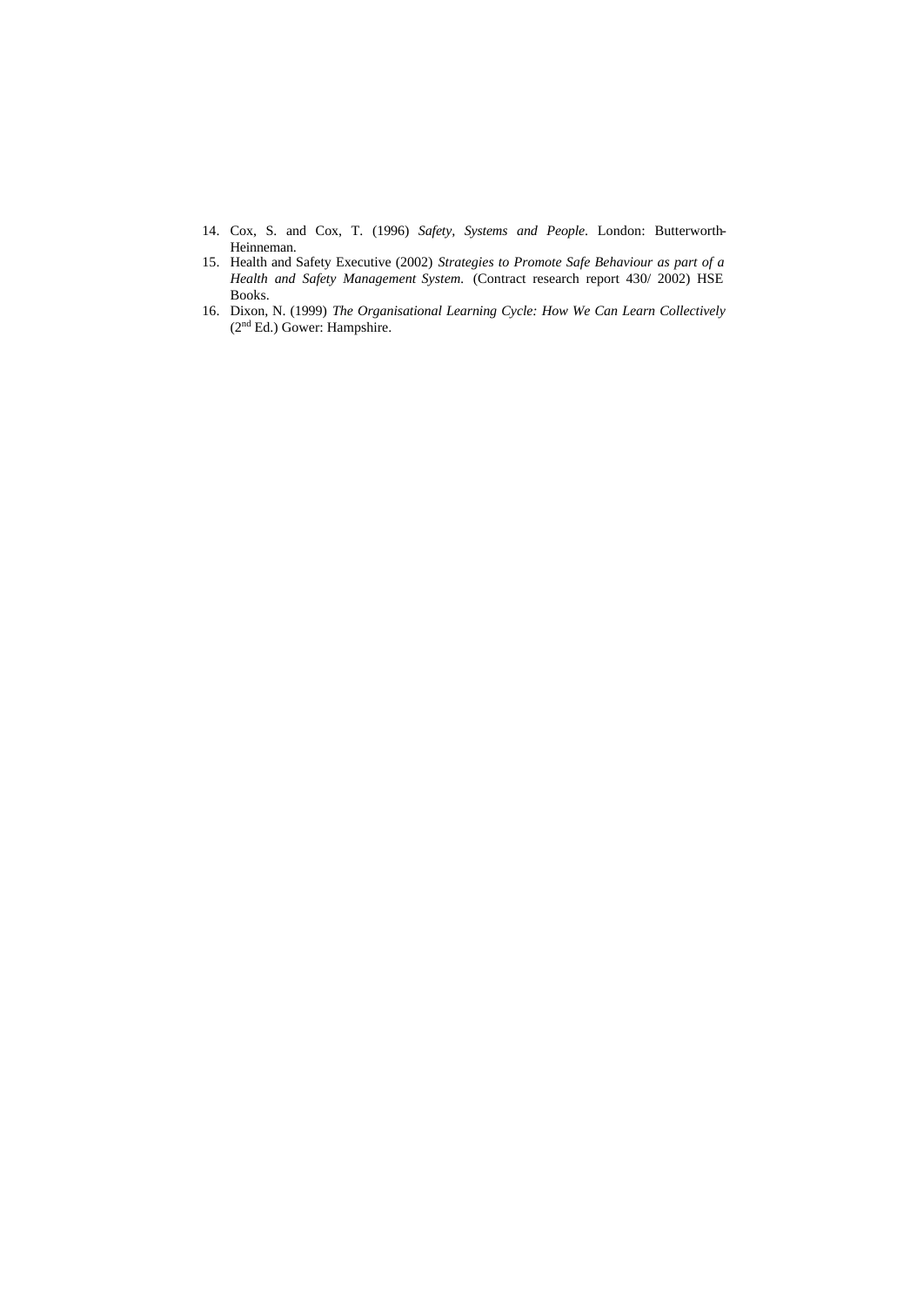14. Cox, S. and Cox, T. (1996) *Safety, Systems and People*. London: Butterworth-Heinneman.
15. Health and Safety Executive (2002) *Strategies to Promote Safe Behaviour as part of a Health and Safety Management System.* (Contract research report 430/ 2002) HSE Books.
16. Dixon, N. (1999) *The Organisational Learning Cycle: How We Can Learn Collectively* (2nd Ed.) Gower: Hampshire.